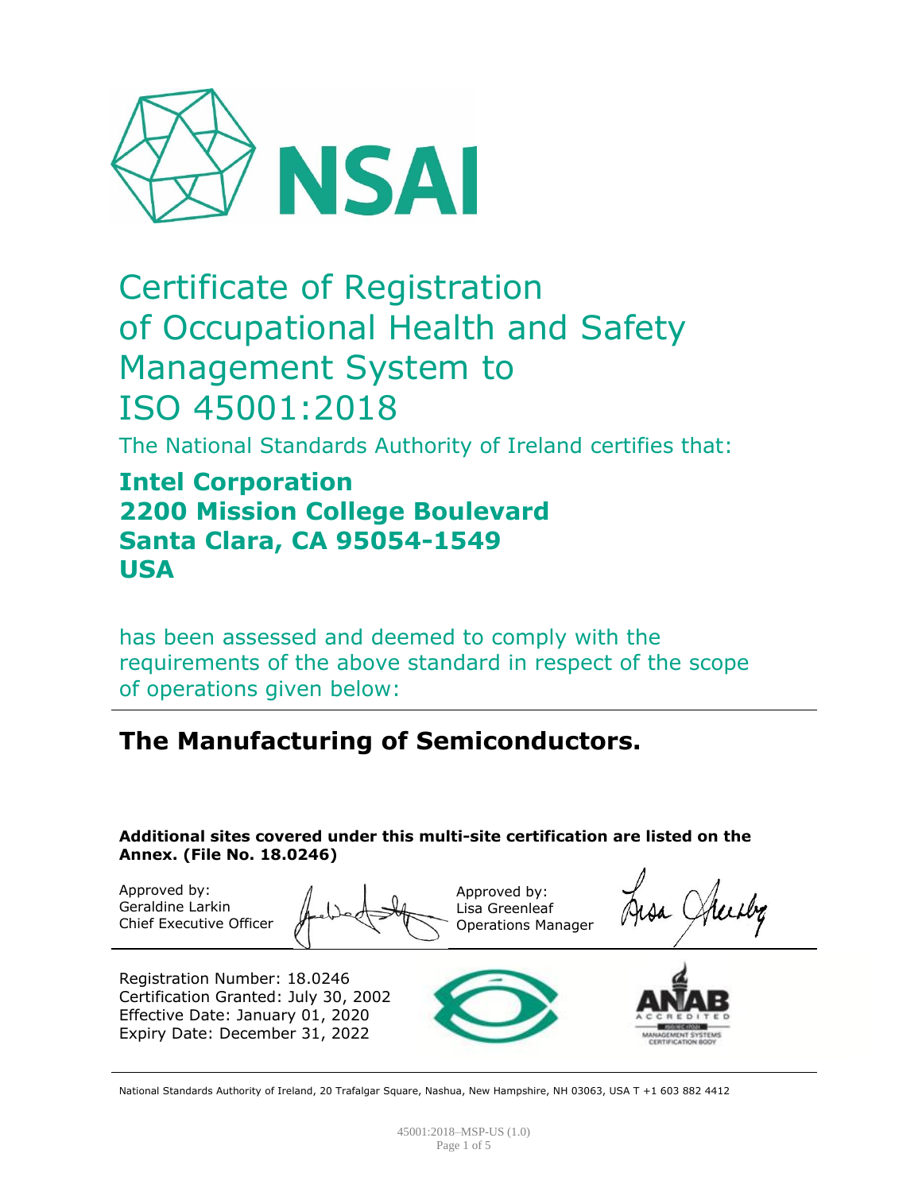NSAI

# Certificate of Registration of Occupational Health and Safety Management System to ISO 45001:2018

The National Standards Authority of Ireland certifies that:

**Intel Corporation**
**2200 Mission College Boulevard**
**Santa Clara, CA 95054-1549**
**USA**

has been assessed and deemed to comply with the requirements of the above standard in respect of the scope of operations given below:

## The Manufacturing of Semiconductors.

**Additional sites covered under this multi-site certification are listed on the Annex. (File No. 18.0246)**

Approved by:
Geraldine Larkin
Chief Executive Officer

Approved by:
Lisa Greenleaf
Operations Manager

Registration Number: 18.0246
Certification Granted: July 30, 2002
Effective Date: January 01, 2020
Expiry Date: December 31, 2022

ANAB ACCREDITED ISO/IEC 17021 MANAGEMENT SYSTEMS CERTIFICATION BODY

National Standards Authority of Ireland, 20 Trafalgar Square, Nashua, New Hampshire, NH 03063, USA T +1 603 882 4412

45001:2018–MSP-US (1.0)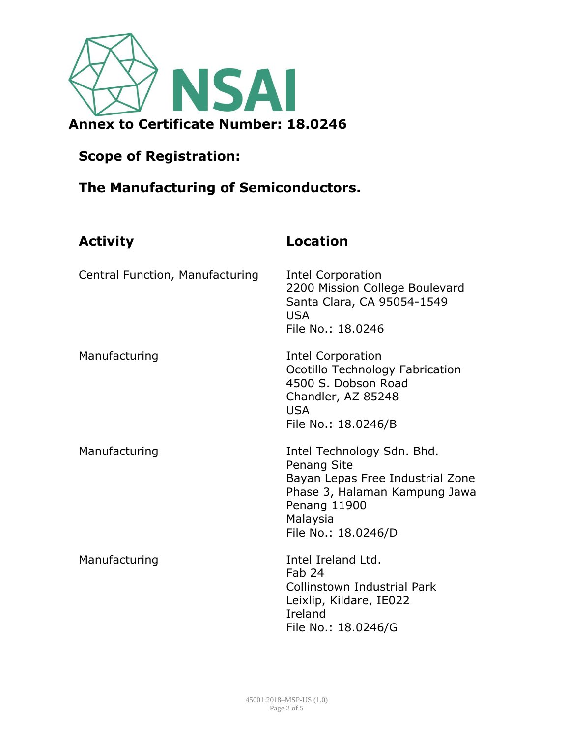NSAI

# Annex to Certificate Number: 18.0246

## Scope of Registration:

## The Manufacturing of Semiconductors.

| Activity | Location |
| --- | --- |
| Central Function, Manufacturing | Intel Corporation<br>2200 Mission College Boulevard<br>Santa Clara, CA 95054-1549<br>USA<br>File No.: 18.0246 |
| Manufacturing | Intel Corporation<br>Ocotillo Technology Fabrication<br>4500 S. Dobson Road<br>Chandler, AZ 85248<br>USA<br>File No.: 18.0246/B |
| Manufacturing | Intel Technology Sdn. Bhd.<br>Penang Site<br>Bayan Lepas Free Industrial Zone<br>Phase 3, Halaman Kampung Jawa<br>Penang 11900<br>Malaysia<br>File No.: 18.0246/D |
| Manufacturing | Intel Ireland Ltd.<br>Fab 24<br>Collinstown Industrial Park<br>Leixlip, Kildare, IE022<br>Ireland<br>File No.: 18.0246/G |

45001:2018–MSP-US (1.0)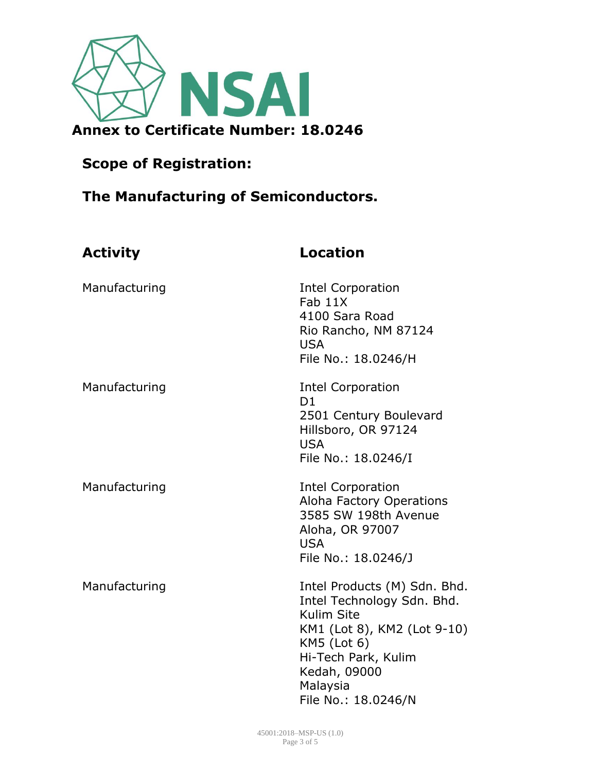NSAI

**Annex to Certificate Number: 18.0246**

## Scope of Registration:

## The Manufacturing of Semiconductors.

| Activity | Location |
|---|---|
| Manufacturing | Intel Corporation<br>Fab 11X<br>4100 Sara Road<br>Rio Rancho, NM 87124<br>USA<br>File No.: 18.0246/H |
| Manufacturing | Intel Corporation<br>D1<br>2501 Century Boulevard<br>Hillsboro, OR 97124<br>USA<br>File No.: 18.0246/I |
| Manufacturing | Intel Corporation<br>Aloha Factory Operations<br>3585 SW 198th Avenue<br>Aloha, OR 97007<br>USA<br>File No.: 18.0246/J |
| Manufacturing | Intel Products (M) Sdn. Bhd.<br>Intel Technology Sdn. Bhd.<br>Kulim Site<br>KM1 (Lot 8), KM2 (Lot 9-10)<br>KM5 (Lot 6)<br>Hi-Tech Park, Kulim<br>Kedah, 09000<br>Malaysia<br>File No.: 18.0246/N |

45001:2018–MSP-US (1.0)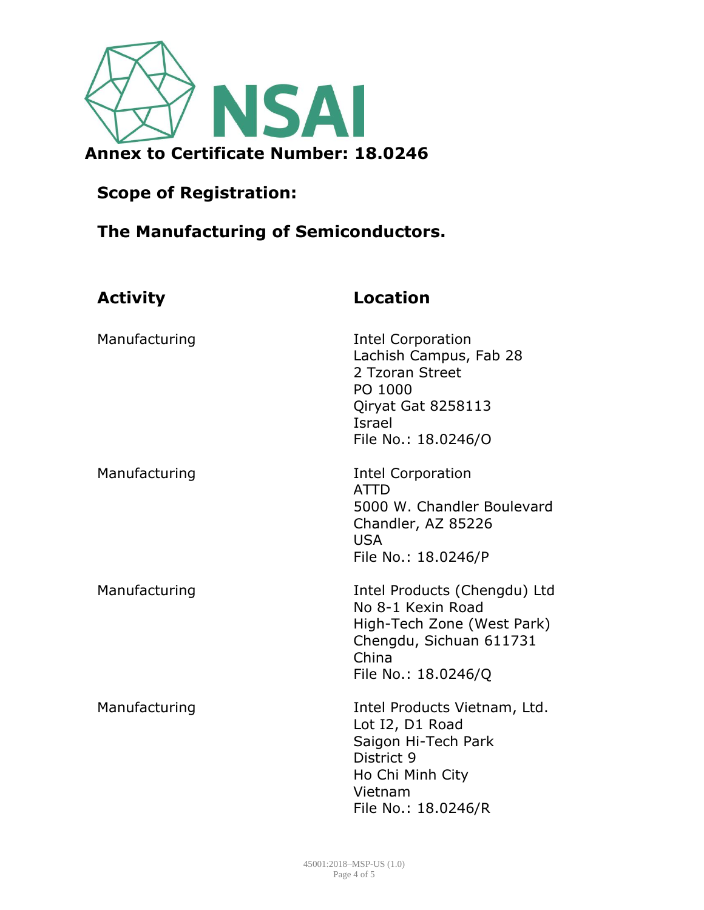NSAI

# Annex to Certificate Number: 18.0246

## Scope of Registration:

## The Manufacturing of Semiconductors.

| Activity | Location |
| --- | --- |
| Manufacturing | Intel Corporation<br>Lachish Campus, Fab 28<br>2 Tzoran Street<br>PO 1000<br>Qiryat Gat 8258113<br>Israel<br>File No.: 18.0246/O |
| Manufacturing | Intel Corporation<br>ATTD<br>5000 W. Chandler Boulevard<br>Chandler, AZ 85226<br>USA<br>File No.: 18.0246/P |
| Manufacturing | Intel Products (Chengdu) Ltd<br>No 8-1 Kexin Road<br>High-Tech Zone (West Park)<br>Chengdu, Sichuan 611731<br>China<br>File No.: 18.0246/Q |
| Manufacturing | Intel Products Vietnam, Ltd.<br>Lot I2, D1 Road<br>Saigon Hi-Tech Park<br>District 9<br>Ho Chi Minh City<br>Vietnam<br>File No.: 18.0246/R |

45001:2018–MSP-US (1.0)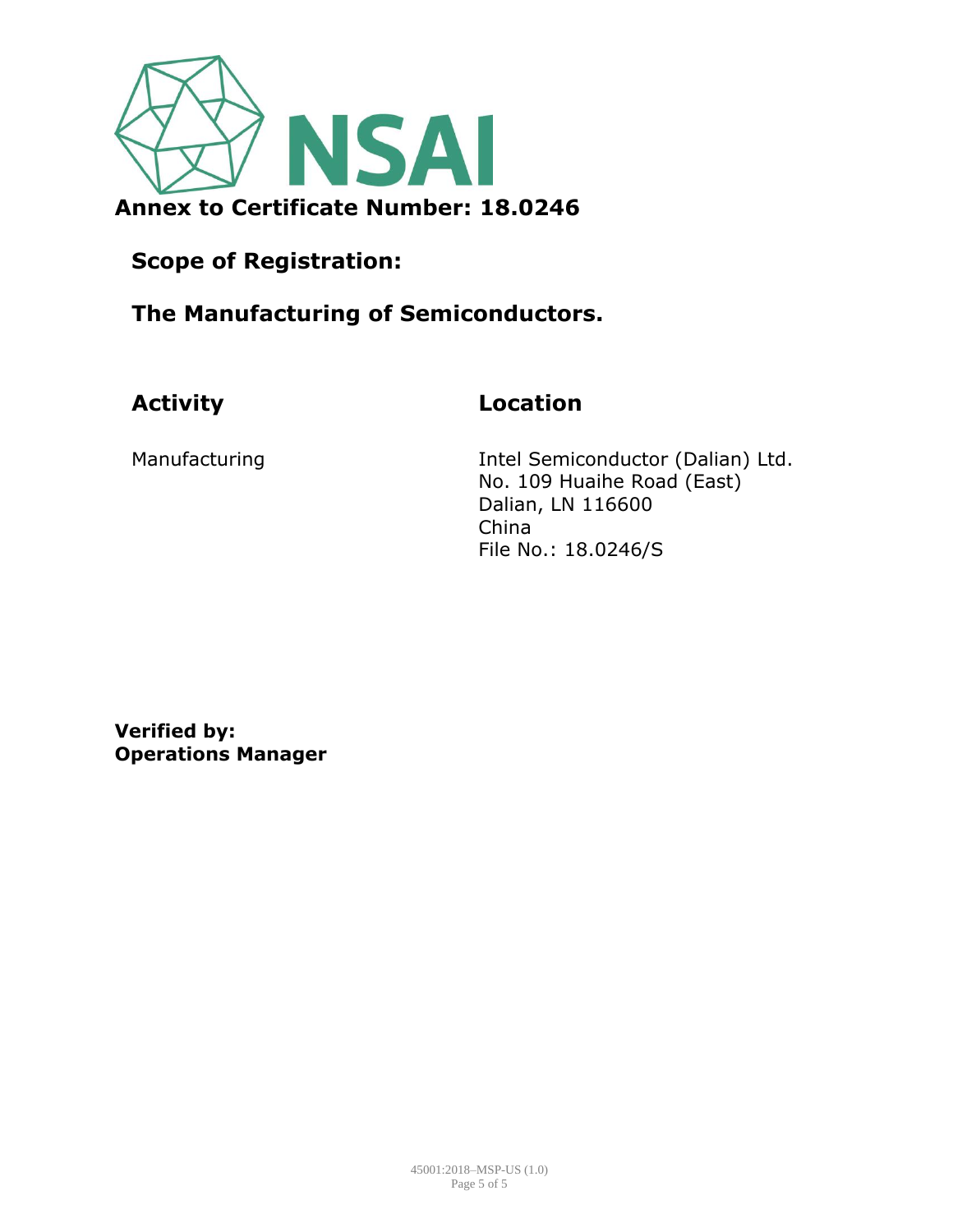NSAI

# Annex to Certificate Number: 18.0246

## Scope of Registration:

## The Manufacturing of Semiconductors.

| Activity | Location |
|---|---|
| Manufacturing | Intel Semiconductor (Dalian) Ltd.<br>No. 109 Huaihe Road (East)<br>Dalian, LN 116600<br>China<br>File No.: 18.0246/S |

**Verified by:**
**Operations Manager**

45001:2018–MSP-US (1.0)